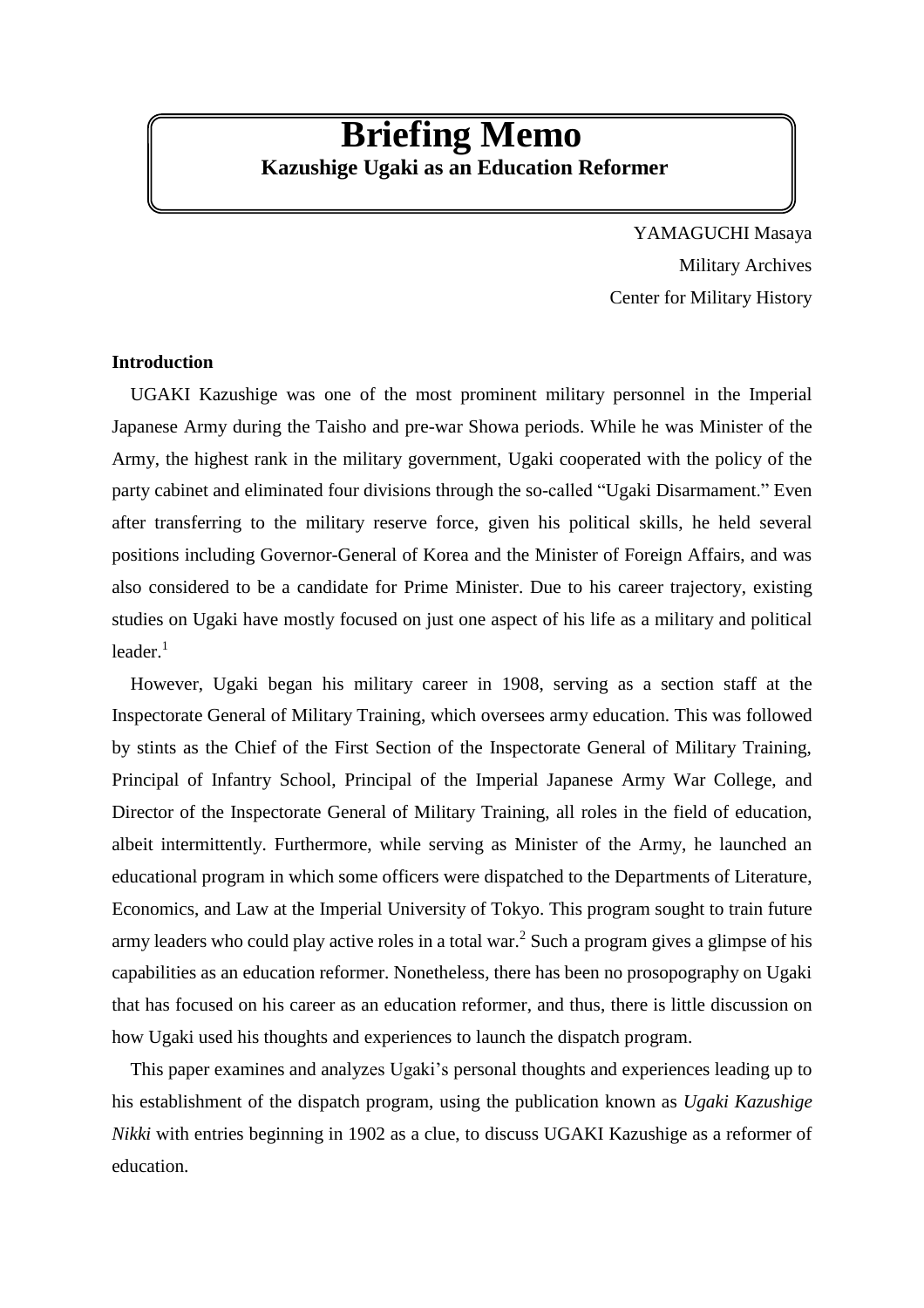# Briefing Memo

## Kazushige Ugaki as an Education Reformer

YAMAGUCHI Masaya
Military Archives
Center for Military History

### Introduction

UGAKI Kazushige was one of the most prominent military personnel in the Imperial Japanese Army during the Taisho and pre-war Showa periods. While he was Minister of the Army, the highest rank in the military government, Ugaki cooperated with the policy of the party cabinet and eliminated four divisions through the so-called "Ugaki Disarmament." Even after transferring to the military reserve force, given his political skills, he held several positions including Governor-General of Korea and the Minister of Foreign Affairs, and was also considered to be a candidate for Prime Minister. Due to his career trajectory, existing studies on Ugaki have mostly focused on just one aspect of his life as a military and political leader.[1]

However, Ugaki began his military career in 1908, serving as a section staff at the Inspectorate General of Military Training, which oversees army education. This was followed by stints as the Chief of the First Section of the Inspectorate General of Military Training, Principal of Infantry School, Principal of the Imperial Japanese Army War College, and Director of the Inspectorate General of Military Training, all roles in the field of education, albeit intermittently. Furthermore, while serving as Minister of the Army, he launched an educational program in which some officers were dispatched to the Departments of Literature, Economics, and Law at the Imperial University of Tokyo. This program sought to train future army leaders who could play active roles in a total war.[2] Such a program gives a glimpse of his capabilities as an education reformer. Nonetheless, there has been no prosopography on Ugaki that has focused on his career as an education reformer, and thus, there is little discussion on how Ugaki used his thoughts and experiences to launch the dispatch program.

This paper examines and analyzes Ugaki's personal thoughts and experiences leading up to his establishment of the dispatch program, using the publication known as *Ugaki Kazushige Nikki* with entries beginning in 1902 as a clue, to discuss UGAKI Kazushige as a reformer of education.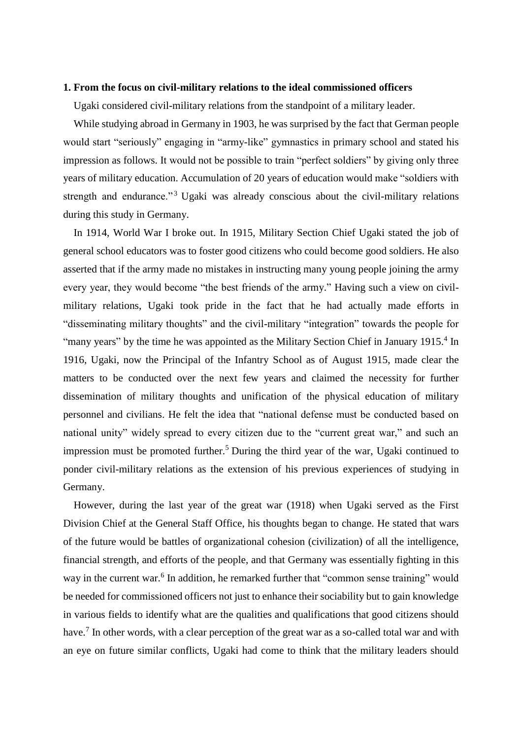**1. From the focus on civil-military relations to the ideal commissioned officers**

Ugaki considered civil-military relations from the standpoint of a military leader.

While studying abroad in Germany in 1903, he was surprised by the fact that German people would start "seriously" engaging in "army-like" gymnastics in primary school and stated his impression as follows. It would not be possible to train "perfect soldiers" by giving only three years of military education. Accumulation of 20 years of education would make "soldiers with strength and endurance."[3] Ugaki was already conscious about the civil-military relations during this study in Germany.

In 1914, World War I broke out. In 1915, Military Section Chief Ugaki stated the job of general school educators was to foster good citizens who could become good soldiers. He also asserted that if the army made no mistakes in instructing many young people joining the army every year, they would become "the best friends of the army." Having such a view on civil-military relations, Ugaki took pride in the fact that he had actually made efforts in "disseminating military thoughts" and the civil-military "integration" towards the people for "many years" by the time he was appointed as the Military Section Chief in January 1915.[4] In 1916, Ugaki, now the Principal of the Infantry School as of August 1915, made clear the matters to be conducted over the next few years and claimed the necessity for further dissemination of military thoughts and unification of the physical education of military personnel and civilians. He felt the idea that "national defense must be conducted based on national unity" widely spread to every citizen due to the "current great war," and such an impression must be promoted further.[5] During the third year of the war, Ugaki continued to ponder civil-military relations as the extension of his previous experiences of studying in Germany.

However, during the last year of the great war (1918) when Ugaki served as the First Division Chief at the General Staff Office, his thoughts began to change. He stated that wars of the future would be battles of organizational cohesion (civilization) of all the intelligence, financial strength, and efforts of the people, and that Germany was essentially fighting in this way in the current war.[6] In addition, he remarked further that "common sense training" would be needed for commissioned officers not just to enhance their sociability but to gain knowledge in various fields to identify what are the qualities and qualifications that good citizens should have.[7] In other words, with a clear perception of the great war as a so-called total war and with an eye on future similar conflicts, Ugaki had come to think that the military leaders should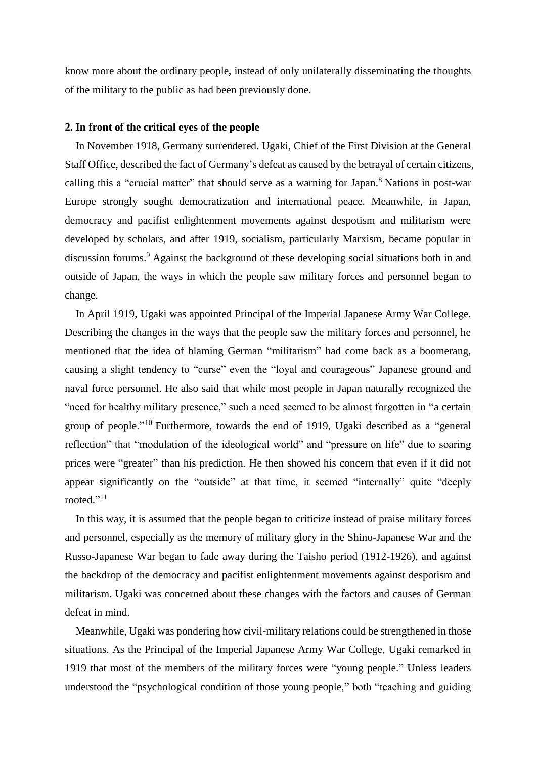know more about the ordinary people, instead of only unilaterally disseminating the thoughts of the military to the public as had been previously done.

**2. In front of the critical eyes of the people**

In November 1918, Germany surrendered. Ugaki, Chief of the First Division at the General Staff Office, described the fact of Germany's defeat as caused by the betrayal of certain citizens, calling this a "crucial matter" that should serve as a warning for Japan.[8] Nations in post-war Europe strongly sought democratization and international peace. Meanwhile, in Japan, democracy and pacifist enlightenment movements against despotism and militarism were developed by scholars, and after 1919, socialism, particularly Marxism, became popular in discussion forums.[9] Against the background of these developing social situations both in and outside of Japan, the ways in which the people saw military forces and personnel began to change.

In April 1919, Ugaki was appointed Principal of the Imperial Japanese Army War College. Describing the changes in the ways that the people saw the military forces and personnel, he mentioned that the idea of blaming German "militarism" had come back as a boomerang, causing a slight tendency to "curse" even the "loyal and courageous" Japanese ground and naval force personnel. He also said that while most people in Japan naturally recognized the "need for healthy military presence," such a need seemed to be almost forgotten in "a certain group of people."[10] Furthermore, towards the end of 1919, Ugaki described as a "general reflection" that "modulation of the ideological world" and "pressure on life" due to soaring prices were "greater" than his prediction. He then showed his concern that even if it did not appear significantly on the "outside" at that time, it seemed "internally" quite "deeply rooted."[11]

In this way, it is assumed that the people began to criticize instead of praise military forces and personnel, especially as the memory of military glory in the Shino-Japanese War and the Russo-Japanese War began to fade away during the Taisho period (1912-1926), and against the backdrop of the democracy and pacifist enlightenment movements against despotism and militarism. Ugaki was concerned about these changes with the factors and causes of German defeat in mind.

Meanwhile, Ugaki was pondering how civil-military relations could be strengthened in those situations. As the Principal of the Imperial Japanese Army War College, Ugaki remarked in 1919 that most of the members of the military forces were "young people." Unless leaders understood the "psychological condition of those young people," both "teaching and guiding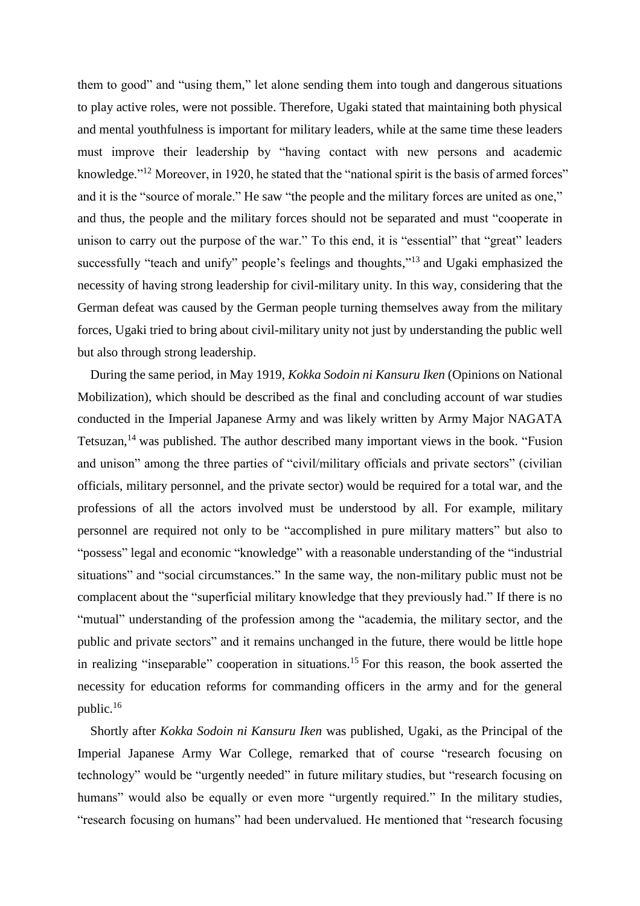them to good" and "using them," let alone sending them into tough and dangerous situations to play active roles, were not possible. Therefore, Ugaki stated that maintaining both physical and mental youthfulness is important for military leaders, while at the same time these leaders must improve their leadership by "having contact with new persons and academic knowledge."[12] Moreover, in 1920, he stated that the "national spirit is the basis of armed forces" and it is the "source of morale." He saw "the people and the military forces are united as one," and thus, the people and the military forces should not be separated and must "cooperate in unison to carry out the purpose of the war." To this end, it is "essential" that "great" leaders successfully "teach and unify" people's feelings and thoughts,"[13] and Ugaki emphasized the necessity of having strong leadership for civil-military unity. In this way, considering that the German defeat was caused by the German people turning themselves away from the military forces, Ugaki tried to bring about civil-military unity not just by understanding the public well but also through strong leadership.

During the same period, in May 1919, *Kokka Sodoin ni Kansuru Iken* (Opinions on National Mobilization), which should be described as the final and concluding account of war studies conducted in the Imperial Japanese Army and was likely written by Army Major NAGATA Tetsuzan,[14] was published. The author described many important views in the book. "Fusion and unison" among the three parties of "civil/military officials and private sectors" (civilian officials, military personnel, and the private sector) would be required for a total war, and the professions of all the actors involved must be understood by all. For example, military personnel are required not only to be "accomplished in pure military matters" but also to "possess" legal and economic "knowledge" with a reasonable understanding of the "industrial situations" and "social circumstances." In the same way, the non-military public must not be complacent about the "superficial military knowledge that they previously had." If there is no "mutual" understanding of the profession among the "academia, the military sector, and the public and private sectors" and it remains unchanged in the future, there would be little hope in realizing "inseparable" cooperation in situations.[15] For this reason, the book asserted the necessity for education reforms for commanding officers in the army and for the general public.[16]

Shortly after *Kokka Sodoin ni Kansuru Iken* was published, Ugaki, as the Principal of the Imperial Japanese Army War College, remarked that of course "research focusing on technology" would be "urgently needed" in future military studies, but "research focusing on humans" would also be equally or even more "urgently required." In the military studies, "research focusing on humans" had been undervalued. He mentioned that "research focusing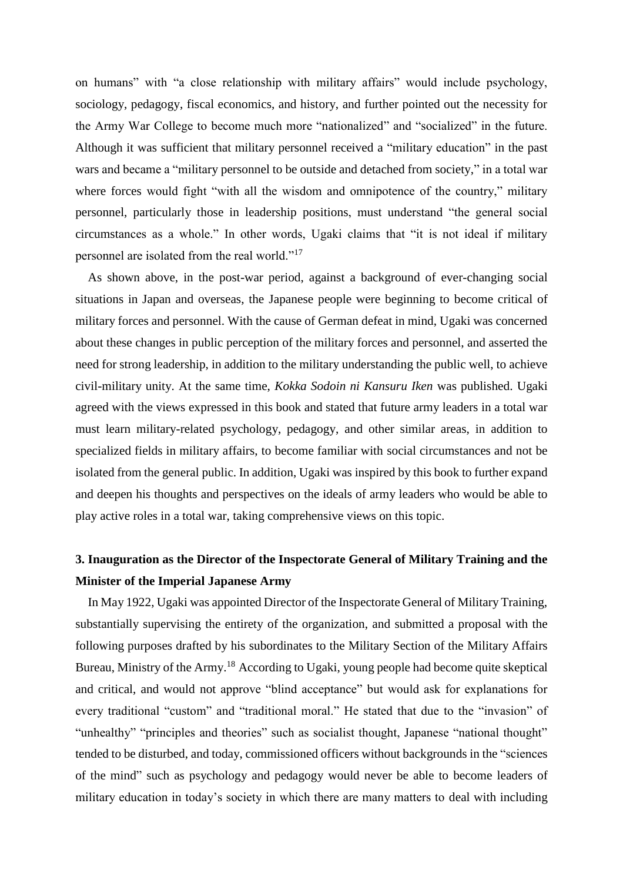on humans" with "a close relationship with military affairs" would include psychology, sociology, pedagogy, fiscal economics, and history, and further pointed out the necessity for the Army War College to become much more "nationalized" and "socialized" in the future. Although it was sufficient that military personnel received a "military education" in the past wars and became a "military personnel to be outside and detached from society," in a total war where forces would fight "with all the wisdom and omnipotence of the country," military personnel, particularly those in leadership positions, must understand "the general social circumstances as a whole." In other words, Ugaki claims that "it is not ideal if military personnel are isolated from the real world."[17]

As shown above, in the post-war period, against a background of ever-changing social situations in Japan and overseas, the Japanese people were beginning to become critical of military forces and personnel. With the cause of German defeat in mind, Ugaki was concerned about these changes in public perception of the military forces and personnel, and asserted the need for strong leadership, in addition to the military understanding the public well, to achieve civil-military unity. At the same time, *Kokka Sodoin ni Kansuru Iken* was published. Ugaki agreed with the views expressed in this book and stated that future army leaders in a total war must learn military-related psychology, pedagogy, and other similar areas, in addition to specialized fields in military affairs, to become familiar with social circumstances and not be isolated from the general public. In addition, Ugaki was inspired by this book to further expand and deepen his thoughts and perspectives on the ideals of army leaders who would be able to play active roles in a total war, taking comprehensive views on this topic.

## 3. Inauguration as the Director of the Inspectorate General of Military Training and the Minister of the Imperial Japanese Army

In May 1922, Ugaki was appointed Director of the Inspectorate General of Military Training, substantially supervising the entirety of the organization, and submitted a proposal with the following purposes drafted by his subordinates to the Military Section of the Military Affairs Bureau, Ministry of the Army.[18] According to Ugaki, young people had become quite skeptical and critical, and would not approve "blind acceptance" but would ask for explanations for every traditional "custom" and "traditional moral." He stated that due to the "invasion" of "unhealthy" "principles and theories" such as socialist thought, Japanese "national thought" tended to be disturbed, and today, commissioned officers without backgrounds in the "sciences of the mind" such as psychology and pedagogy would never be able to become leaders of military education in today's society in which there are many matters to deal with including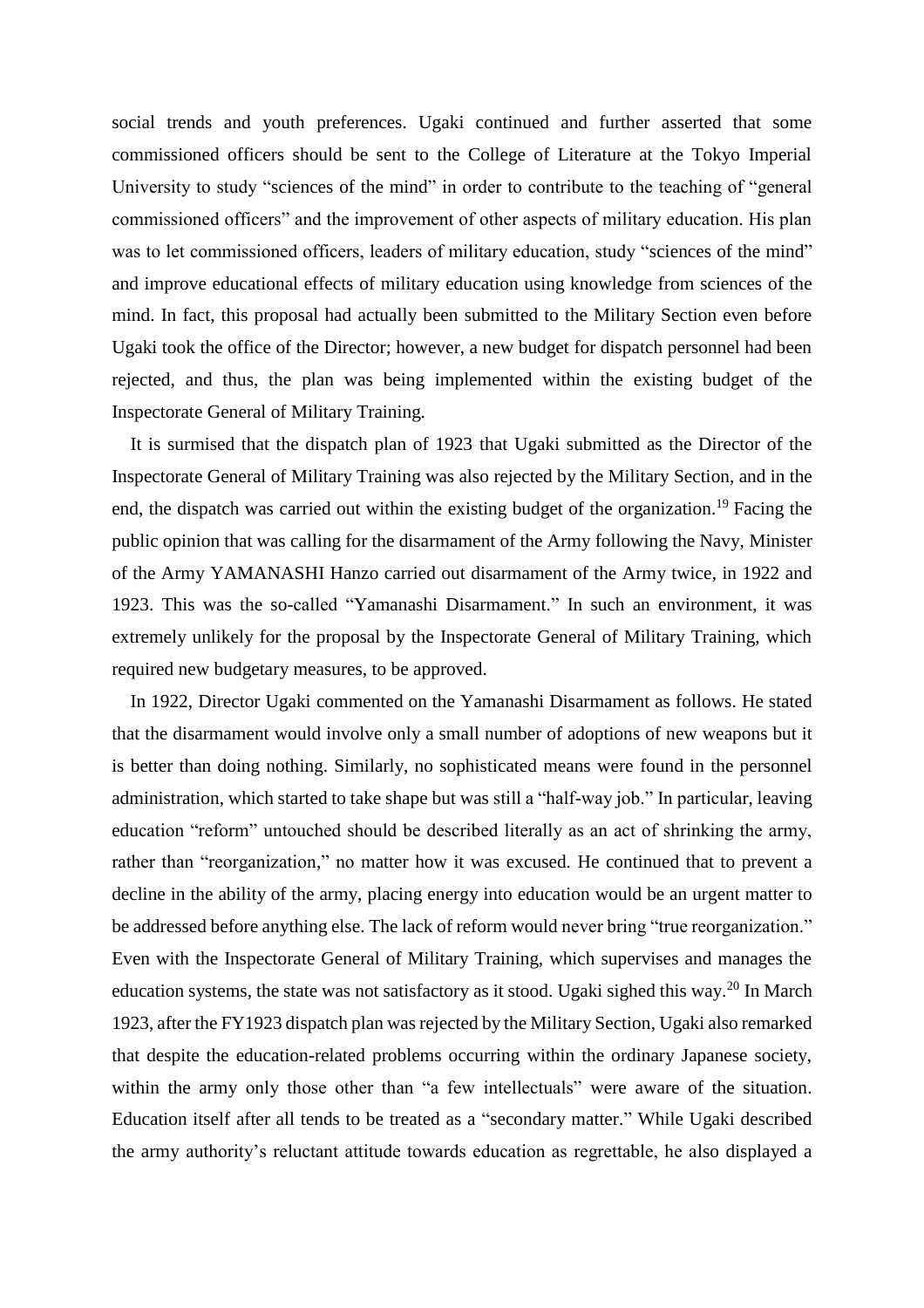social trends and youth preferences. Ugaki continued and further asserted that some commissioned officers should be sent to the College of Literature at the Tokyo Imperial University to study "sciences of the mind" in order to contribute to the teaching of "general commissioned officers" and the improvement of other aspects of military education. His plan was to let commissioned officers, leaders of military education, study "sciences of the mind" and improve educational effects of military education using knowledge from sciences of the mind. In fact, this proposal had actually been submitted to the Military Section even before Ugaki took the office of the Director; however, a new budget for dispatch personnel had been rejected, and thus, the plan was being implemented within the existing budget of the Inspectorate General of Military Training.

It is surmised that the dispatch plan of 1923 that Ugaki submitted as the Director of the Inspectorate General of Military Training was also rejected by the Military Section, and in the end, the dispatch was carried out within the existing budget of the organization.[19] Facing the public opinion that was calling for the disarmament of the Army following the Navy, Minister of the Army YAMANASHI Hanzo carried out disarmament of the Army twice, in 1922 and 1923. This was the so-called "Yamanashi Disarmament." In such an environment, it was extremely unlikely for the proposal by the Inspectorate General of Military Training, which required new budgetary measures, to be approved.

In 1922, Director Ugaki commented on the Yamanashi Disarmament as follows. He stated that the disarmament would involve only a small number of adoptions of new weapons but it is better than doing nothing. Similarly, no sophisticated means were found in the personnel administration, which started to take shape but was still a "half-way job." In particular, leaving education "reform" untouched should be described literally as an act of shrinking the army, rather than "reorganization," no matter how it was excused. He continued that to prevent a decline in the ability of the army, placing energy into education would be an urgent matter to be addressed before anything else. The lack of reform would never bring "true reorganization." Even with the Inspectorate General of Military Training, which supervises and manages the education systems, the state was not satisfactory as it stood. Ugaki sighed this way.[20] In March 1923, after the FY1923 dispatch plan was rejected by the Military Section, Ugaki also remarked that despite the education-related problems occurring within the ordinary Japanese society, within the army only those other than "a few intellectuals" were aware of the situation. Education itself after all tends to be treated as a "secondary matter." While Ugaki described the army authority's reluctant attitude towards education as regrettable, he also displayed a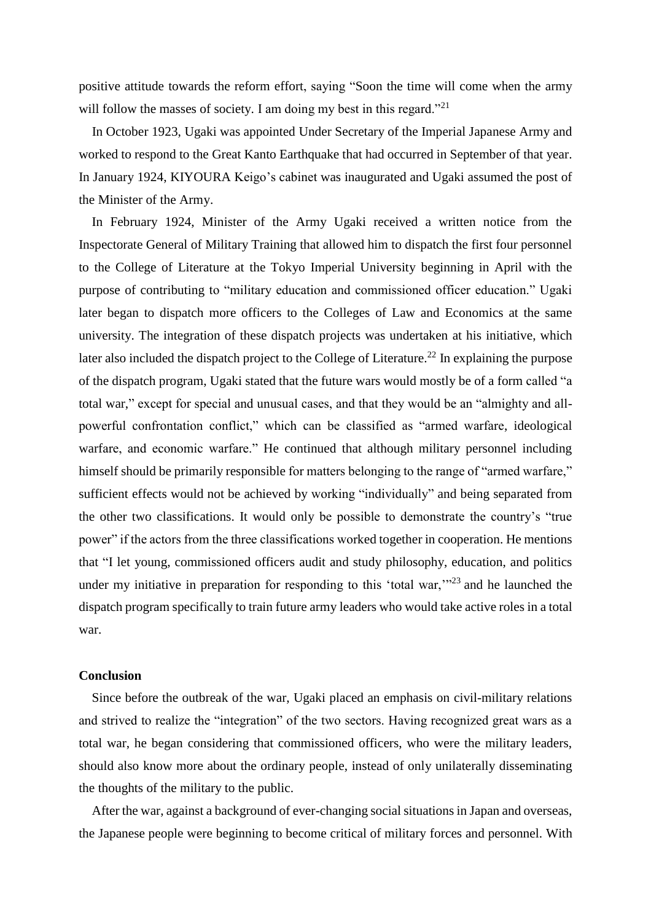positive attitude towards the reform effort, saying “Soon the time will come when the army will follow the masses of society. I am doing my best in this regard.”[21]

In October 1923, Ugaki was appointed Under Secretary of the Imperial Japanese Army and worked to respond to the Great Kanto Earthquake that had occurred in September of that year. In January 1924, KIYOURA Keigo’s cabinet was inaugurated and Ugaki assumed the post of the Minister of the Army.

In February 1924, Minister of the Army Ugaki received a written notice from the Inspectorate General of Military Training that allowed him to dispatch the first four personnel to the College of Literature at the Tokyo Imperial University beginning in April with the purpose of contributing to “military education and commissioned officer education.” Ugaki later began to dispatch more officers to the Colleges of Law and Economics at the same university. The integration of these dispatch projects was undertaken at his initiative, which later also included the dispatch project to the College of Literature.[22] In explaining the purpose of the dispatch program, Ugaki stated that the future wars would mostly be of a form called “a total war,” except for special and unusual cases, and that they would be an “almighty and all-powerful confrontation conflict,” which can be classified as “armed warfare, ideological warfare, and economic warfare.” He continued that although military personnel including himself should be primarily responsible for matters belonging to the range of “armed warfare,” sufficient effects would not be achieved by working “individually” and being separated from the other two classifications. It would only be possible to demonstrate the country’s “true power” if the actors from the three classifications worked together in cooperation. He mentions that “I let young, commissioned officers audit and study philosophy, education, and politics under my initiative in preparation for responding to this ‘total war,’”[23] and he launched the dispatch program specifically to train future army leaders who would take active roles in a total war.

## Conclusion

Since before the outbreak of the war, Ugaki placed an emphasis on civil-military relations and strived to realize the “integration” of the two sectors. Having recognized great wars as a total war, he began considering that commissioned officers, who were the military leaders, should also know more about the ordinary people, instead of only unilaterally disseminating the thoughts of the military to the public.

After the war, against a background of ever-changing social situations in Japan and overseas, the Japanese people were beginning to become critical of military forces and personnel. With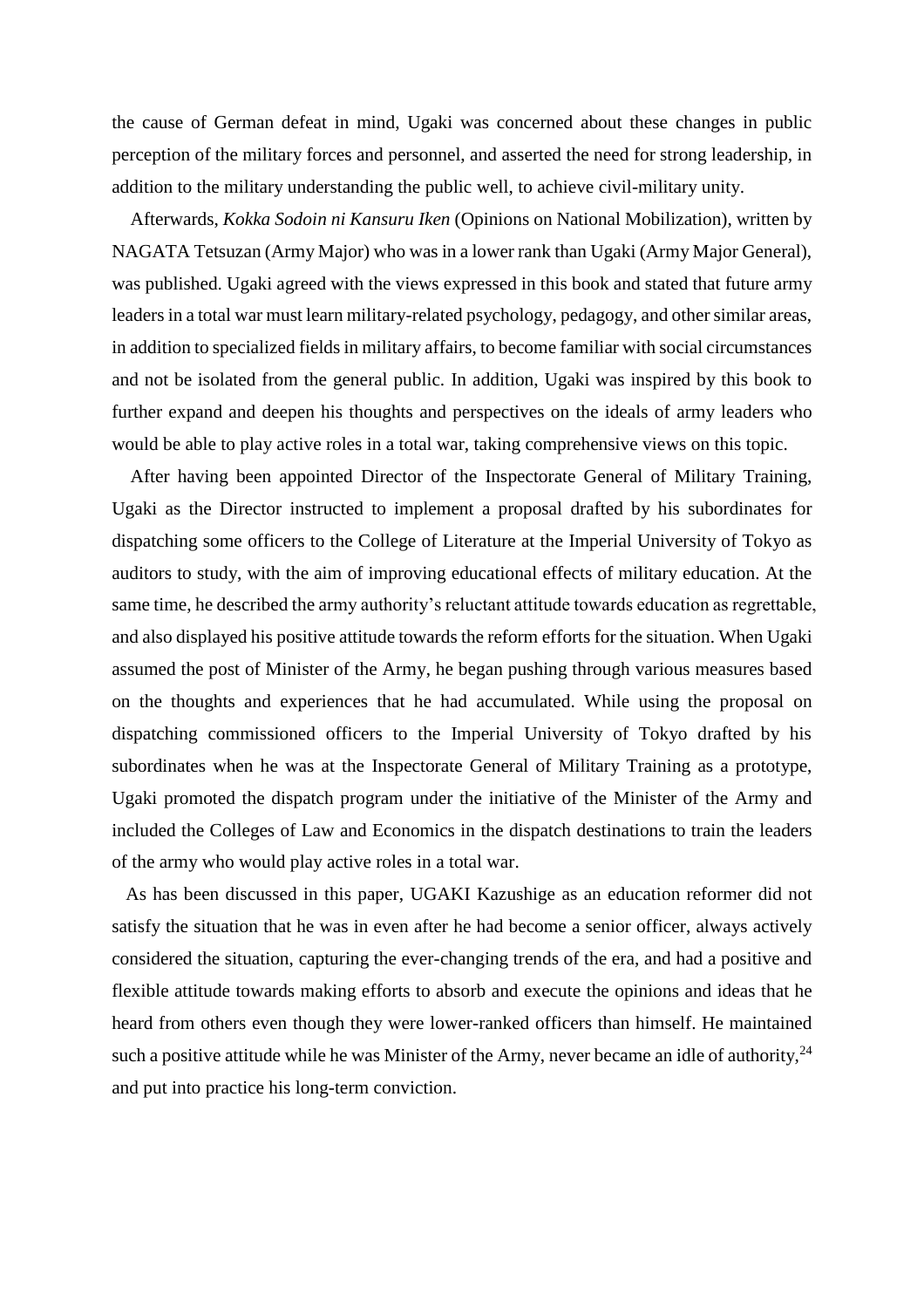the cause of German defeat in mind, Ugaki was concerned about these changes in public perception of the military forces and personnel, and asserted the need for strong leadership, in addition to the military understanding the public well, to achieve civil-military unity.

Afterwards, *Kokka Sodoin ni Kansuru Iken* (Opinions on National Mobilization), written by NAGATA Tetsuzan (Army Major) who was in a lower rank than Ugaki (Army Major General), was published. Ugaki agreed with the views expressed in this book and stated that future army leaders in a total war must learn military-related psychology, pedagogy, and other similar areas, in addition to specialized fields in military affairs, to become familiar with social circumstances and not be isolated from the general public. In addition, Ugaki was inspired by this book to further expand and deepen his thoughts and perspectives on the ideals of army leaders who would be able to play active roles in a total war, taking comprehensive views on this topic.

After having been appointed Director of the Inspectorate General of Military Training, Ugaki as the Director instructed to implement a proposal drafted by his subordinates for dispatching some officers to the College of Literature at the Imperial University of Tokyo as auditors to study, with the aim of improving educational effects of military education. At the same time, he described the army authority's reluctant attitude towards education as regrettable, and also displayed his positive attitude towards the reform efforts for the situation. When Ugaki assumed the post of Minister of the Army, he began pushing through various measures based on the thoughts and experiences that he had accumulated. While using the proposal on dispatching commissioned officers to the Imperial University of Tokyo drafted by his subordinates when he was at the Inspectorate General of Military Training as a prototype, Ugaki promoted the dispatch program under the initiative of the Minister of the Army and included the Colleges of Law and Economics in the dispatch destinations to train the leaders of the army who would play active roles in a total war.

As has been discussed in this paper, UGAKI Kazushige as an education reformer did not satisfy the situation that he was in even after he had become a senior officer, always actively considered the situation, capturing the ever-changing trends of the era, and had a positive and flexible attitude towards making efforts to absorb and execute the opinions and ideas that he heard from others even though they were lower-ranked officers than himself. He maintained such a positive attitude while he was Minister of the Army, never became an idle of authority,[24] and put into practice his long-term conviction.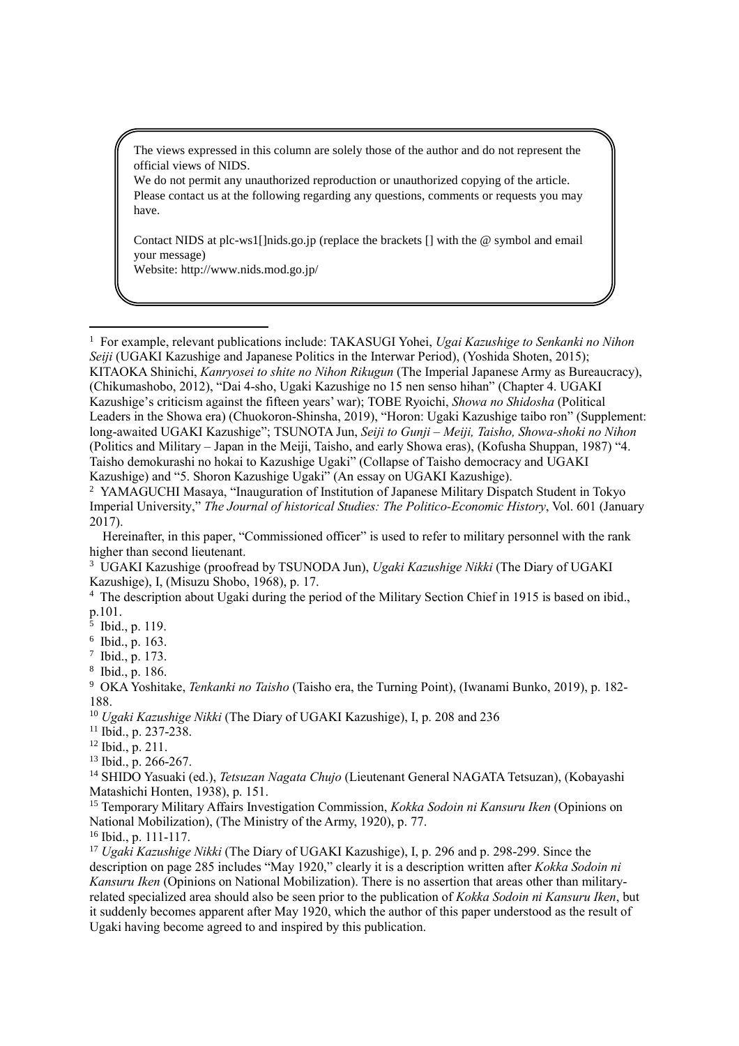The views expressed in this column are solely those of the author and do not represent the official views of NIDS.
We do not permit any unauthorized reproduction or unauthorized copying of the article.
Please contact us at the following regarding any questions, comments or requests you may have.

Contact NIDS at plc-ws1[]nids.go.jp (replace the brackets [] with the @ symbol and email your message)
Website: http://www.nids.mod.go.jp/

---

[1] For example, relevant publications include: TAKASUGI Yohei, *Ugai Kazushige to Senkanki no Nihon Seiji* (UGAKI Kazushige and Japanese Politics in the Interwar Period), (Yoshida Shoten, 2015); KITAOKA Shinichi, *Kanryosei to shite no Nihon Rikugun* (The Imperial Japanese Army as Bureaucracy), (Chikumashobo, 2012), "Dai 4-sho, Ugaki Kazushige no 15 nen senso hihan" (Chapter 4. UGAKI Kazushige's criticism against the fifteen years' war); TOBE Ryoichi, *Showa no Shidosha* (Political Leaders in the Showa era) (Chuokoron-Shinsha, 2019), "Horon: Ugaki Kazushige taibo ron" (Supplement: long-awaited UGAKI Kazushige"; TSUNOTA Jun, *Seiji to Gunji – Meiji, Taisho, Showa-shoki no Nihon* (Politics and Military – Japan in the Meiji, Taisho, and early Showa eras), (Kofusha Shuppan, 1987) "4. Taisho demokurashi no hokai to Kazushige Ugaki" (Collapse of Taisho democracy and UGAKI Kazushige) and "5. Shoron Kazushige Ugaki" (An essay on UGAKI Kazushige).

[2] YAMAGUCHI Masaya, "Inauguration of Institution of Japanese Military Dispatch Student in Tokyo Imperial University," *The Journal of historical Studies: The Politico-Economic History*, Vol. 601 (January 2017).

Hereinafter, in this paper, "Commissioned officer" is used to refer to military personnel with the rank higher than second lieutenant.

[3] UGAKI Kazushige (proofread by TSUNODA Jun), *Ugaki Kazushige Nikki* (The Diary of UGAKI Kazushige), I, (Misuzu Shobo, 1968), p. 17.

[4] The description about Ugaki during the period of the Military Section Chief in 1915 is based on ibid., p.101.

[5] Ibid., p. 119.

[6] Ibid., p. 163.

[7] Ibid., p. 173.

[8] Ibid., p. 186.

[9] OKA Yoshitake, *Tenkanki no Taisho* (Taisho era, the Turning Point), (Iwanami Bunko, 2019), p. 182-188.

[10] *Ugaki Kazushige Nikki* (The Diary of UGAKI Kazushige), I, p. 208 and 236

[11] Ibid., p. 237-238.

[12] Ibid., p. 211.

[13] Ibid., p. 266-267.

[14] SHIDO Yasuaki (ed.), *Tetsuzan Nagata Chujo* (Lieutenant General NAGATA Tetsuzan), (Kobayashi Matashichi Honten, 1938), p. 151.

[15] Temporary Military Affairs Investigation Commission, *Kokka Sodoin ni Kansuru Iken* (Opinions on National Mobilization), (The Ministry of the Army, 1920), p. 77.

[16] Ibid., p. 111-117.

[17] *Ugaki Kazushige Nikki* (The Diary of UGAKI Kazushige), I, p. 296 and p. 298-299. Since the description on page 285 includes "May 1920," clearly it is a description written after *Kokka Sodoin ni Kansuru Iken* (Opinions on National Mobilization). There is no assertion that areas other than military-related specialized area should also be seen prior to the publication of *Kokka Sodoin ni Kansuru Iken*, but it suddenly becomes apparent after May 1920, which the author of this paper understood as the result of Ugaki having become agreed to and inspired by this publication.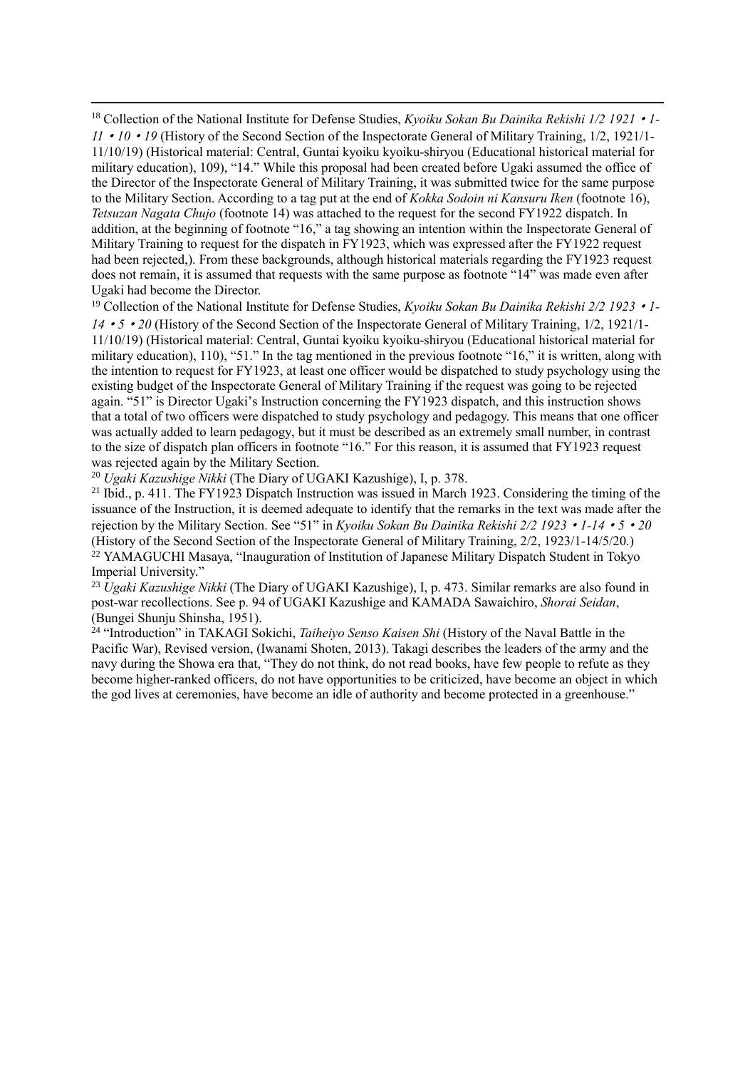[18] Collection of the National Institute for Defense Studies, *Kyoiku Sokan Bu Dainika Rekishi 1/2 1921 • 1-11 • 10 • 19* (History of the Second Section of the Inspectorate General of Military Training, 1/2, 1921/1-11/10/19) (Historical material: Central, Guntai kyoiku kyoiku-shiryou (Educational historical material for military education), 109), "14." While this proposal had been created before Ugaki assumed the office of the Director of the Inspectorate General of Military Training, it was submitted twice for the same purpose to the Military Section. According to a tag put at the end of *Kokka Sodoin ni Kansuru Iken* (footnote 16), *Tetsuzan Nagata Chujo* (footnote 14) was attached to the request for the second FY1922 dispatch. In addition, at the beginning of footnote "16," a tag showing an intention within the Inspectorate General of Military Training to request for the dispatch in FY1923, which was expressed after the FY1922 request had been rejected,). From these backgrounds, although historical materials regarding the FY1923 request does not remain, it is assumed that requests with the same purpose as footnote "14" was made even after Ugaki had become the Director.

[19] Collection of the National Institute for Defense Studies, *Kyoiku Sokan Bu Dainika Rekishi 2/2 1923 • 1-14 • 5 • 20* (History of the Second Section of the Inspectorate General of Military Training, 1/2, 1921/1-11/10/19) (Historical material: Central, Guntai kyoiku kyoiku-shiryou (Educational historical material for military education), 110), "51." In the tag mentioned in the previous footnote "16," it is written, along with the intention to request for FY1923, at least one officer would be dispatched to study psychology using the existing budget of the Inspectorate General of Military Training if the request was going to be rejected again. "51" is Director Ugaki's Instruction concerning the FY1923 dispatch, and this instruction shows that a total of two officers were dispatched to study psychology and pedagogy. This means that one officer was actually added to learn pedagogy, but it must be described as an extremely small number, in contrast to the size of dispatch plan officers in footnote "16." For this reason, it is assumed that FY1923 request was rejected again by the Military Section.

[20] *Ugaki Kazushige Nikki* (The Diary of UGAKI Kazushige), I, p. 378.

[21] Ibid., p. 411. The FY1923 Dispatch Instruction was issued in March 1923. Considering the timing of the issuance of the Instruction, it is deemed adequate to identify that the remarks in the text was made after the rejection by the Military Section. See "51" in *Kyoiku Sokan Bu Dainika Rekishi 2/2 1923 • 1-14 • 5 • 20* (History of the Second Section of the Inspectorate General of Military Training, 2/2, 1923/1-14/5/20.)

[22] YAMAGUCHI Masaya, "Inauguration of Institution of Japanese Military Dispatch Student in Tokyo Imperial University."

[23] *Ugaki Kazushige Nikki* (The Diary of UGAKI Kazushige), I, p. 473. Similar remarks are also found in post-war recollections. See p. 94 of UGAKI Kazushige and KAMADA Sawaichiro, *Shorai Seidan*, (Bungei Shunju Shinsha, 1951).

[24] "Introduction" in TAKAGI Sokichi, *Taiheiyo Senso Kaisen Shi* (History of the Naval Battle in the Pacific War), Revised version, (Iwanami Shoten, 2013). Takagi describes the leaders of the army and the navy during the Showa era that, "They do not think, do not read books, have few people to refute as they become higher-ranked officers, do not have opportunities to be criticized, have become an object in which the god lives at ceremonies, have become an idle of authority and become protected in a greenhouse."